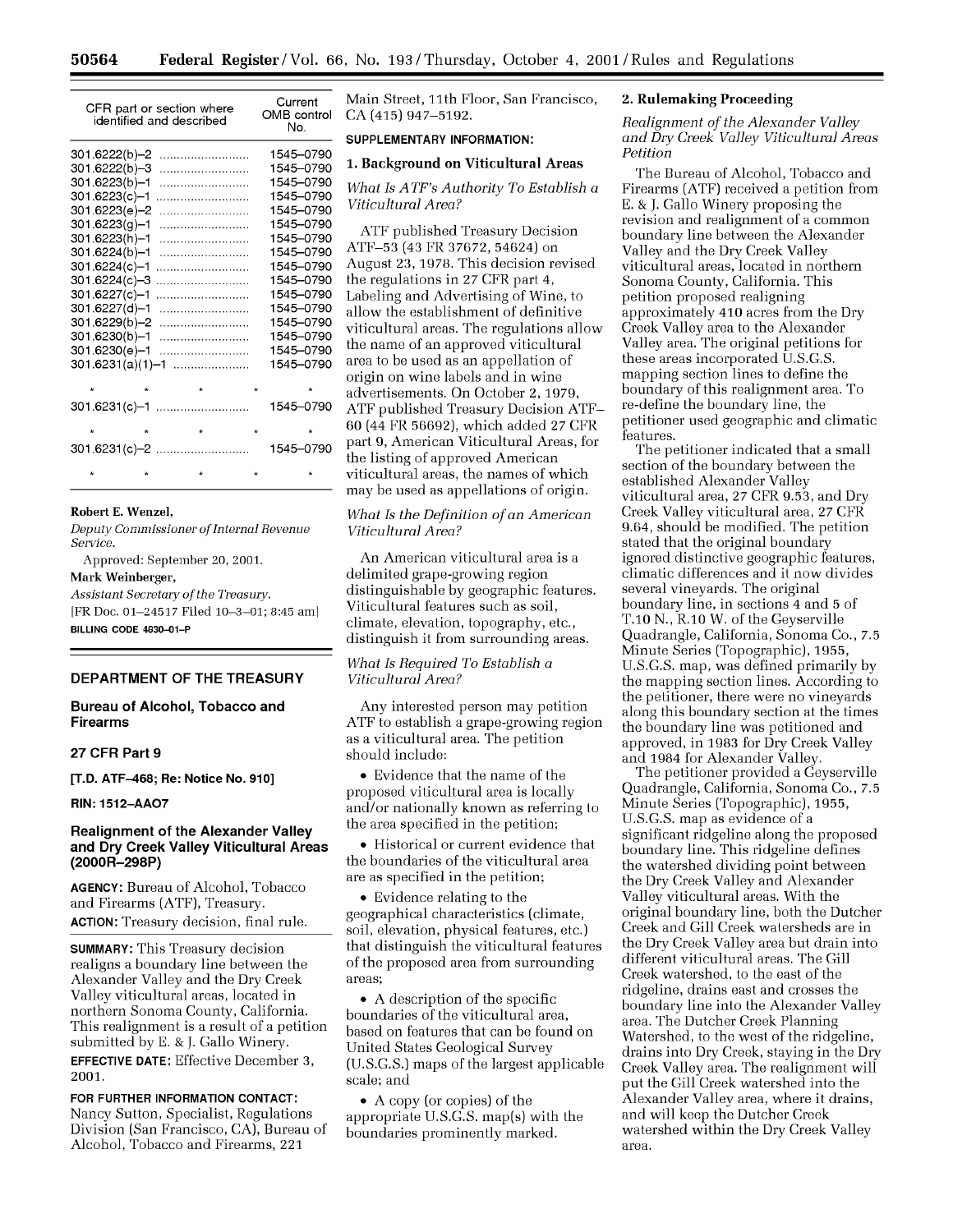| CFR part or section where identified and described | Current OMB control No. |
|---|---|
| 301.6222(b)–2 | 1545–0790 |
| 301.6222(b)–3 | 1545–0790 |
| 301.6223(b)–1 | 1545–0790 |
| 301.6223(c)–1 | 1545–0790 |
| 301.6223(e)–2 | 1545–0790 |
| 301.6223(g)–1 | 1545–0790 |
| 301.6223(h)–1 | 1545–0790 |
| 301.6224(b)–1 | 1545–0790 |
| 301.6224(c)–1 | 1545–0790 |
| 301.6224(c)–3 | 1545–0790 |
| 301.6227(c)–1 | 1545–0790 |
| 301.6227(d)–1 | 1545–0790 |
| 301.6229(b)–2 | 1545–0790 |
| 301.6230(b)–1 | 1545–0790 |
| 301.6230(e)–1 | 1545–0790 |
| 301.6231(a)(1)–1 | 1545–0790 |
| * * * * * | |
| 301.6231(c)–1 | 1545–0790 |
| * * * * * | |
| 301.6231(c)–2 | 1545–0790 |
| * * * * * | |

**Robert E. Wenzel,**

*Deputy Commissioner of Internal Revenue Service.*

Approved: September 20, 2001.

**Mark Weinberger,**

*Assistant Secretary of the Treasury.*

[FR Doc. 01–24517 Filed 10–3–01; 8:45 am]

**BILLING CODE 4830–01–P**

## DEPARTMENT OF THE TREASURY

## Bureau of Alcohol, Tobacco and Firearms

## 27 CFR Part 9

**[T.D. ATF–468; Re: Notice No. 910]**

**RIN: 1512–AA07**

## Realignment of the Alexander Valley and Dry Creek Valley Viticultural Areas (2000R–298P)

**AGENCY:** Bureau of Alcohol, Tobacco and Firearms (ATF), Treasury.

**ACTION:** Treasury decision, final rule.

**SUMMARY:** This Treasury decision realigns a boundary line between the Alexander Valley and the Dry Creek Valley viticultural areas, located in northern Sonoma County, California. This realignment is a result of a petition submitted by E. & J. Gallo Winery.

**EFFECTIVE DATE:** Effective December 3, 2001.

**FOR FURTHER INFORMATION CONTACT:** Nancy Sutton, Specialist, Regulations Division (San Francisco, CA), Bureau of Alcohol, Tobacco and Firearms, 221 Main Street, 11th Floor, San Francisco, CA (415) 947–5192.

**SUPPLEMENTARY INFORMATION:**

### 1. Background on Viticultural Areas

*What Is ATF's Authority To Establish a Viticultural Area?*

ATF published Treasury Decision ATF–53 (43 FR 37672, 54624) on August 23, 1978. This decision revised the regulations in 27 CFR part 4, Labeling and Advertising of Wine, to allow the establishment of definitive viticultural areas. The regulations allow the name of an approved viticultural area to be used as an appellation of origin on wine labels and in wine advertisements. On October 2, 1979, ATF published Treasury Decision ATF–60 (44 FR 56692), which added 27 CFR part 9, American Viticultural Areas, for the listing of approved American viticultural areas, the names of which may be used as appellations of origin.

*What Is the Definition of an American Viticultural Area?*

An American viticultural area is a delimited grape-growing region distinguishable by geographic features. Viticultural features such as soil, climate, elevation, topography, etc., distinguish it from surrounding areas.

*What Is Required To Establish a Viticultural Area?*

Any interested person may petition ATF to establish a grape-growing region as a viticultural area. The petition should include:

- Evidence that the name of the proposed viticultural area is locally and/or nationally known as referring to the area specified in the petition;
- Historical or current evidence that the boundaries of the viticultural area are as specified in the petition;
- Evidence relating to the geographical characteristics (climate, soil, elevation, physical features, etc.) that distinguish the viticultural features of the proposed area from surrounding areas;
- A description of the specific boundaries of the viticultural area, based on features that can be found on United States Geological Survey (U.S.G.S.) maps of the largest applicable scale; and
- A copy (or copies) of the appropriate U.S.G.S. map(s) with the boundaries prominently marked.

### 2. Rulemaking Proceeding

*Realignment of the Alexander Valley and Dry Creek Valley Viticultural Areas Petition*

The Bureau of Alcohol, Tobacco and Firearms (ATF) received a petition from E. & J. Gallo Winery proposing the revision and realignment of a common boundary line between the Alexander Valley and the Dry Creek Valley viticultural areas, located in northern Sonoma County, California. This petition proposed realigning approximately 410 acres from the Dry Creek Valley area to the Alexander Valley area. The original petitions for these areas incorporated U.S.G.S. mapping section lines to define the boundary of this realignment area. To re-define the boundary line, the petitioner used geographic and climatic features.

The petitioner indicated that a small section of the boundary between the established Alexander Valley viticultural area, 27 CFR 9.53, and Dry Creek Valley viticultural area, 27 CFR 9.64, should be modified. The petition stated that the original boundary ignored distinctive geographic features, climatic differences and it now divides several vineyards. The original boundary line, in sections 4 and 5 of T.10 N., R.10 W. of the Geyserville Quadrangle, California, Sonoma Co., 7.5 Minute Series (Topographic), 1955, U.S.G.S. map, was defined primarily by the mapping section lines. According to the petitioner, there were no vineyards along this boundary section at the times the boundary line was petitioned and approved, in 1983 for Dry Creek Valley and 1984 for Alexander Valley.

The petitioner provided a Geyserville Quadrangle, California, Sonoma Co., 7.5 Minute Series (Topographic), 1955, U.S.G.S. map as evidence of a significant ridgeline along the proposed boundary line. This ridgeline defines the watershed dividing point between the Dry Creek Valley and Alexander Valley viticultural areas. With the original boundary line, both the Dutcher Creek and Gill Creek watersheds are in the Dry Creek Valley area but drain into different viticultural areas. The Gill Creek watershed, to the east of the ridgeline, drains east and crosses the boundary line into the Alexander Valley area. The Dutcher Creek Planning Watershed, to the west of the ridgeline, drains into Dry Creek, staying in the Dry Creek Valley area. The realignment will put the Gill Creek watershed into the Alexander Valley area, where it drains, and will keep the Dutcher Creek watershed within the Dry Creek Valley area.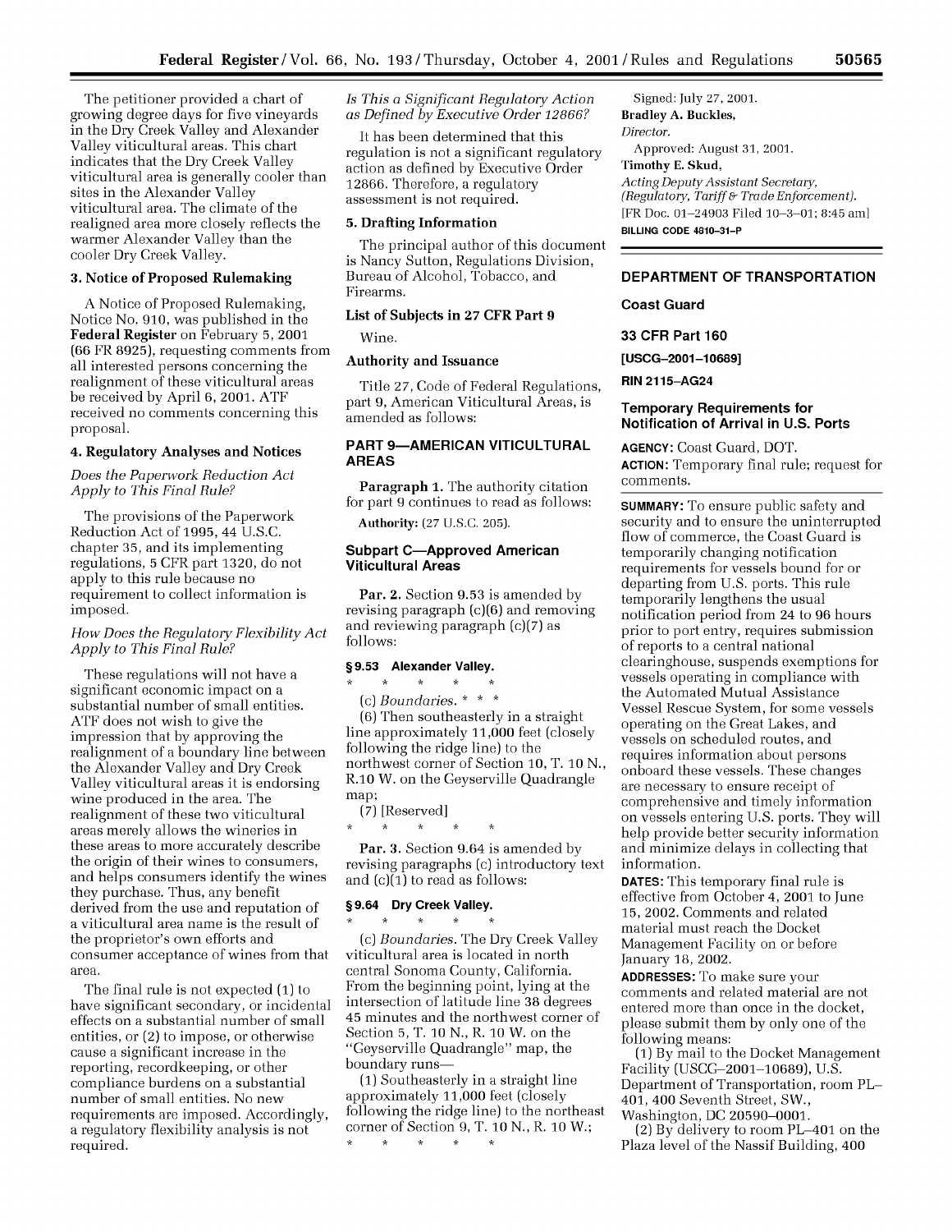The petitioner provided a chart of growing degree days for five vineyards in the Dry Creek Valley and Alexander Valley viticultural areas. This chart indicates that the Dry Creek Valley viticultural area is generally cooler than sites in the Alexander Valley viticultural area. The climate of the realigned area more closely reflects the warmer Alexander Valley than the cooler Dry Creek Valley.

### 3. Notice of Proposed Rulemaking

A Notice of Proposed Rulemaking, Notice No. 910, was published in the **Federal Register** on February 5, 2001 (66 FR 8925), requesting comments from all interested persons concerning the realignment of these viticultural areas be received by April 6, 2001. ATF received no comments concerning this proposal.

### 4. Regulatory Analyses and Notices

*Does the Paperwork Reduction Act Apply to This Final Rule?*

The provisions of the Paperwork Reduction Act of 1995, 44 U.S.C. chapter 35, and its implementing regulations, 5 CFR part 1320, do not apply to this rule because no requirement to collect information is imposed.

*How Does the Regulatory Flexibility Act Apply to This Final Rule?*

These regulations will not have a significant economic impact on a substantial number of small entities. ATF does not wish to give the impression that by approving the realignment of a boundary line between the Alexander Valley and Dry Creek Valley viticultural areas it is endorsing wine produced in the area. The realignment of these two viticultural areas merely allows the wineries in these areas to more accurately describe the origin of their wines to consumers, and helps consumers identify the wines they purchase. Thus, any benefit derived from the use and reputation of a viticultural area name is the result of the proprietor's own efforts and consumer acceptance of wines from that area.

The final rule is not expected (1) to have significant secondary, or incidental effects on a substantial number of small entities, or (2) to impose, or otherwise cause a significant increase in the reporting, recordkeeping, or other compliance burdens on a substantial number of small entities. No new requirements are imposed. Accordingly, a regulatory flexibility analysis is not required.

*Is This a Significant Regulatory Action as Defined by Executive Order 12866?*

It has been determined that this regulation is not a significant regulatory action as defined by Executive Order 12866. Therefore, a regulatory assessment is not required.

### 5. Drafting Information

The principal author of this document is Nancy Sutton, Regulations Division, Bureau of Alcohol, Tobacco, and Firearms.

### List of Subjects in 27 CFR Part 9

Wine.

### Authority and Issuance

Title 27, Code of Federal Regulations, part 9, American Viticultural Areas, is amended as follows:

## PART 9—AMERICAN VITICULTURAL AREAS

**Paragraph 1.** The authority citation for part 9 continues to read as follows:

**Authority:** (27 U.S.C. 205).

### Subpart C—Approved American Viticultural Areas

**Par. 2.** Section 9.53 is amended by revising paragraph (c)(6) and removing and reviewing paragraph (c)(7) as follows:

#### § 9.53 Alexander Valley.

\* \* \* \* \*

(c) *Boundaries.* \* \* \*

(6) Then southeasterly in a straight line approximately 11,000 feet (closely following the ridge line) to the northwest corner of Section 10, T. 10 N., R.10 W. on the Geyserville Quadrangle map;

(7) [Reserved]

\* \* \* \* \*

**Par. 3.** Section 9.64 is amended by revising paragraphs (c) introductory text and (c)(1) to read as follows:

#### § 9.64 Dry Creek Valley.

\* \* \* \* \*

(c) *Boundaries.* The Dry Creek Valley viticultural area is located in north central Sonoma County, California. From the beginning point, lying at the intersection of latitude line 38 degrees 45 minutes and the northwest corner of Section 5, T. 10 N., R. 10 W. on the "Geyserville Quadrangle" map, the boundary runs—

(1) Southeasterly in a straight line approximately 11,000 feet (closely following the ridge line) to the northeast corner of Section 9, T. 10 N., R. 10 W.;

\* \* \* \* \*

Signed: July 27, 2001.

**Bradley A. Buckles,**

*Director.*

Approved: August 31, 2001.

**Timothy E. Skud,**

*Acting Deputy Assistant Secretary, (Regulatory, Tariff & Trade Enforcement).*

[FR Doc. 01–24903 Filed 10–3–01; 8:45 am]

**BILLING CODE 4810–31–P**

---

## DEPARTMENT OF TRANSPORTATION

### Coast Guard

### 33 CFR Part 160

**[USCG–2001–10689]**

**RIN 2115–AG24**

## Temporary Requirements for Notification of Arrival in U.S. Ports

**AGENCY:** Coast Guard, DOT.

**ACTION:** Temporary final rule; request for comments.

**SUMMARY:** To ensure public safety and security and to ensure the uninterrupted flow of commerce, the Coast Guard is temporarily changing notification requirements for vessels bound for or departing from U.S. ports. This rule temporarily lengthens the usual notification period from 24 to 96 hours prior to port entry, requires submission of reports to a central national clearinghouse, suspends exemptions for vessels operating in compliance with the Automated Mutual Assistance Vessel Rescue System, for some vessels operating on the Great Lakes, and vessels on scheduled routes, and requires information about persons onboard these vessels. These changes are necessary to ensure receipt of comprehensive and timely information on vessels entering U.S. ports. They will help provide better security information and minimize delays in collecting that information.

**DATES:** This temporary final rule is effective from October 4, 2001 to June 15, 2002. Comments and related material must reach the Docket Management Facility on or before January 18, 2002.

**ADDRESSES:** To make sure your comments and related material are not entered more than once in the docket, please submit them by only one of the following means:

(1) By mail to the Docket Management Facility (USCG–2001–10689), U.S. Department of Transportation, room PL–401, 400 Seventh Street, SW., Washington, DC 20590–0001.

(2) By delivery to room PL–401 on the Plaza level of the Nassif Building, 400